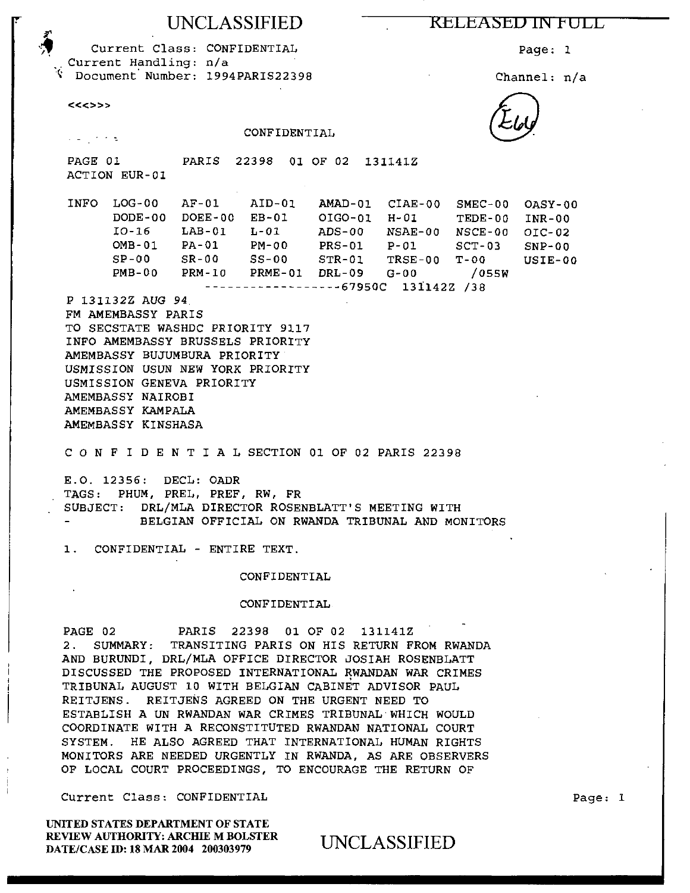UNCLASSIFIED RELEASED IN FULL

Current Class: CONFIDENTIAL
Current Handling: n/a
Document Number: 1994PARIS22398

Channel: n/a

<<<>>>

CONFIDENTIAL

PAGE 01 PARIS 22398 01 OF 02 131141Z
ACTION EUR-01

| INFO | LOG-00 | AF-01 | AID-01 | AMAD-01 | CIAE-00 | SMEC-00 | OASY-00 |
|---|---|---|---|---|---|---|---|
| | DODE-00 | DOEE-00 | EB-01 | OIGO-01 | H-01 | TEDE-00 | INR-00 |
| | IO-16 | LAB-01 | L-01 | ADS-00 | NSAE-00 | NSCE-00 | OIC-02 |
| | OMB-01 | PA-01 | PM-00 | PRS-01 | P-01 | SCT-03 | SNP-00 |
| | SP-00 | SR-00 | SS-00 | STR-01 | TRSE-00 | T-00 | USIE-00 |
| | PMB-00 | PRM-10 | PRME-01 | DRL-09 | G-00 | /055W | |

------------------67950C 131142Z /38

P 131132Z AUG 94
FM AMEMBASSY PARIS
TO SECSTATE WASHDC PRIORITY 9117
INFO AMEMBASSY BRUSSELS PRIORITY
AMEMBASSY BUJUMBURA PRIORITY
USMISSION USUN NEW YORK PRIORITY
USMISSION GENEVA PRIORITY
AMEMBASSY NAIROBI
AMEMBASSY KAMPALA
AMEMBASSY KINSHASA

C O N F I D E N T I A L SECTION 01 OF 02 PARIS 22398

E.O. 12356: DECL: OADR
TAGS: PHUM, PREL, PREF, RW, FR
SUBJECT: DRL/MLA DIRECTOR ROSENBLATT'S MEETING WITH
- BELGIAN OFFICIAL ON RWANDA TRIBUNAL AND MONITORS

1. CONFIDENTIAL - ENTIRE TEXT.

CONFIDENTIAL

CONFIDENTIAL

PAGE 02 PARIS 22398 01 OF 02 131141Z

2. SUMMARY: TRANSITING PARIS ON HIS RETURN FROM RWANDA AND BURUNDI, DRL/MLA OFFICE DIRECTOR JOSIAH ROSENBLATT DISCUSSED THE PROPOSED INTERNATIONAL RWANDAN WAR CRIMES TRIBUNAL AUGUST 10 WITH BELGIAN CABINET ADVISOR PAUL REITJENS. REITJENS AGREED ON THE URGENT NEED TO ESTABLISH A UN RWANDAN WAR CRIMES TRIBUNAL WHICH WOULD COORDINATE WITH A RECONSTITUTED RWANDAN NATIONAL COURT SYSTEM. HE ALSO AGREED THAT INTERNATIONAL HUMAN RIGHTS MONITORS ARE NEEDED URGENTLY IN RWANDA, AS ARE OBSERVERS OF LOCAL COURT PROCEEDINGS, TO ENCOURAGE THE RETURN OF

Current Class: CONFIDENTIAL

UNITED STATES DEPARTMENT OF STATE
REVIEW AUTHORITY: ARCHIE M BOLSTER
DATE/CASE ID: 18 MAR 2004 200303979

UNCLASSIFIED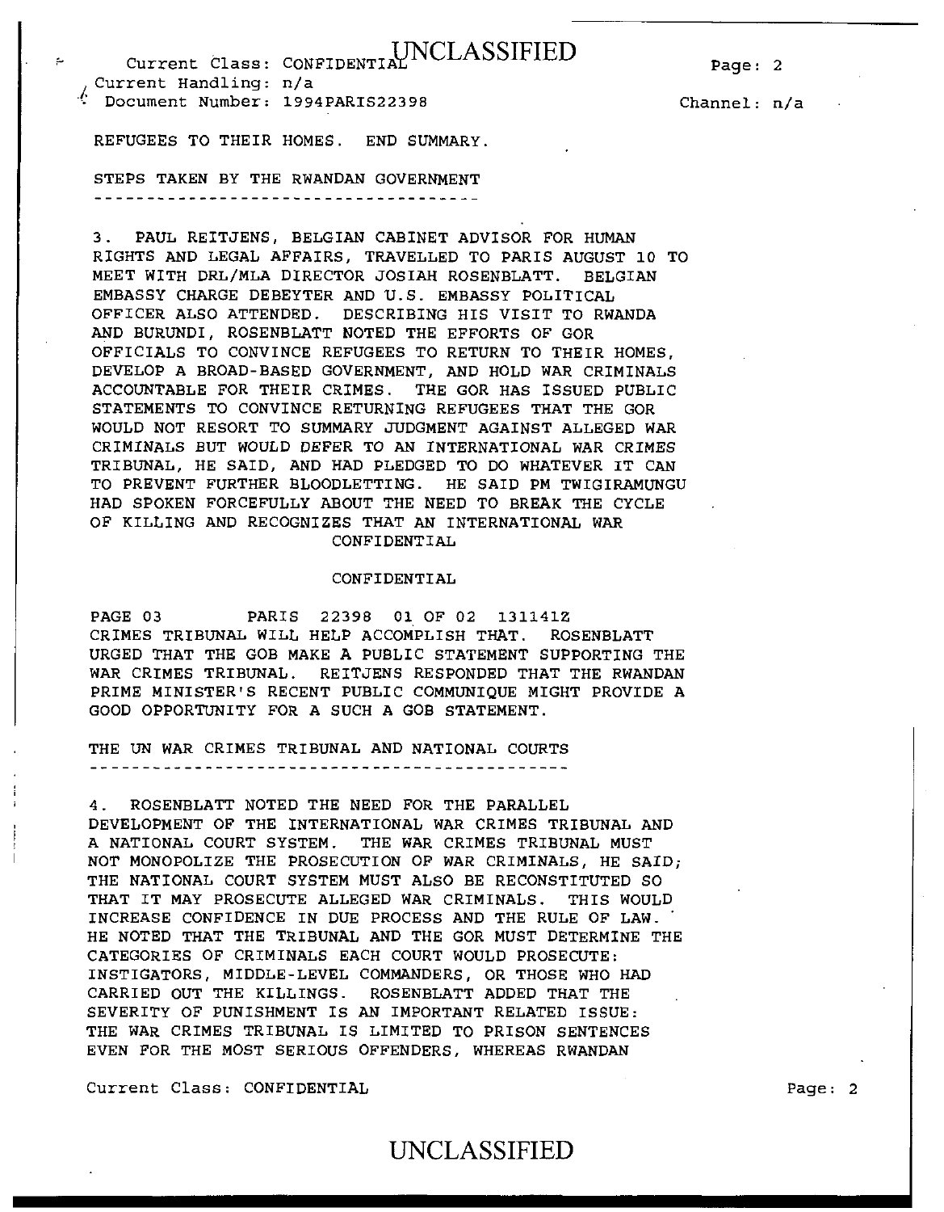REFUGEES TO THEIR HOMES. END SUMMARY.

## STEPS TAKEN BY THE RWANDAN GOVERNMENT

3. PAUL REITJENS, BELGIAN CABINET ADVISOR FOR HUMAN RIGHTS AND LEGAL AFFAIRS, TRAVELLED TO PARIS AUGUST 10 TO MEET WITH DRL/MLA DIRECTOR JOSIAH ROSENBLATT. BELGIAN EMBASSY CHARGE DEBEYTER AND U.S. EMBASSY POLITICAL OFFICER ALSO ATTENDED. DESCRIBING HIS VISIT TO RWANDA AND BURUNDI, ROSENBLATT NOTED THE EFFORTS OF GOR OFFICIALS TO CONVINCE REFUGEES TO RETURN TO THEIR HOMES, DEVELOP A BROAD-BASED GOVERNMENT, AND HOLD WAR CRIMINALS ACCOUNTABLE FOR THEIR CRIMES. THE GOR HAS ISSUED PUBLIC STATEMENTS TO CONVINCE RETURNING REFUGEES THAT THE GOR WOULD NOT RESORT TO SUMMARY JUDGMENT AGAINST ALLEGED WAR CRIMINALS BUT WOULD DEFER TO AN INTERNATIONAL WAR CRIMES TRIBUNAL, HE SAID, AND HAD PLEDGED TO DO WHATEVER IT CAN TO PREVENT FURTHER BLOODLETTING. HE SAID PM TWIGIRAMUNGU HAD SPOKEN FORCEFULLY ABOUT THE NEED TO BREAK THE CYCLE OF KILLING AND RECOGNIZES THAT AN INTERNATIONAL WAR

CONFIDENTIAL

CONFIDENTIAL

PAGE 03 PARIS 22398 01 OF 02 131141Z

CRIMES TRIBUNAL WILL HELP ACCOMPLISH THAT. ROSENBLATT URGED THAT THE GOB MAKE A PUBLIC STATEMENT SUPPORTING THE WAR CRIMES TRIBUNAL. REITJENS RESPONDED THAT THE RWANDAN PRIME MINISTER'S RECENT PUBLIC COMMUNIQUE MIGHT PROVIDE A GOOD OPPORTUNITY FOR A SUCH A GOB STATEMENT.

## THE UN WAR CRIMES TRIBUNAL AND NATIONAL COURTS

4. ROSENBLATT NOTED THE NEED FOR THE PARALLEL DEVELOPMENT OF THE INTERNATIONAL WAR CRIMES TRIBUNAL AND A NATIONAL COURT SYSTEM. THE WAR CRIMES TRIBUNAL MUST NOT MONOPOLIZE THE PROSECUTION OF WAR CRIMINALS, HE SAID; THE NATIONAL COURT SYSTEM MUST ALSO BE RECONSTITUTED SO THAT IT MAY PROSECUTE ALLEGED WAR CRIMINALS. THIS WOULD INCREASE CONFIDENCE IN DUE PROCESS AND THE RULE OF LAW. HE NOTED THAT THE TRIBUNAL AND THE GOR MUST DETERMINE THE CATEGORIES OF CRIMINALS EACH COURT WOULD PROSECUTE: INSTIGATORS, MIDDLE-LEVEL COMMANDERS, OR THOSE WHO HAD CARRIED OUT THE KILLINGS. ROSENBLATT ADDED THAT THE SEVERITY OF PUNISHMENT IS AN IMPORTANT RELATED ISSUE: THE WAR CRIMES TRIBUNAL IS LIMITED TO PRISON SENTENCES EVEN FOR THE MOST SERIOUS OFFENDERS, WHEREAS RWANDAN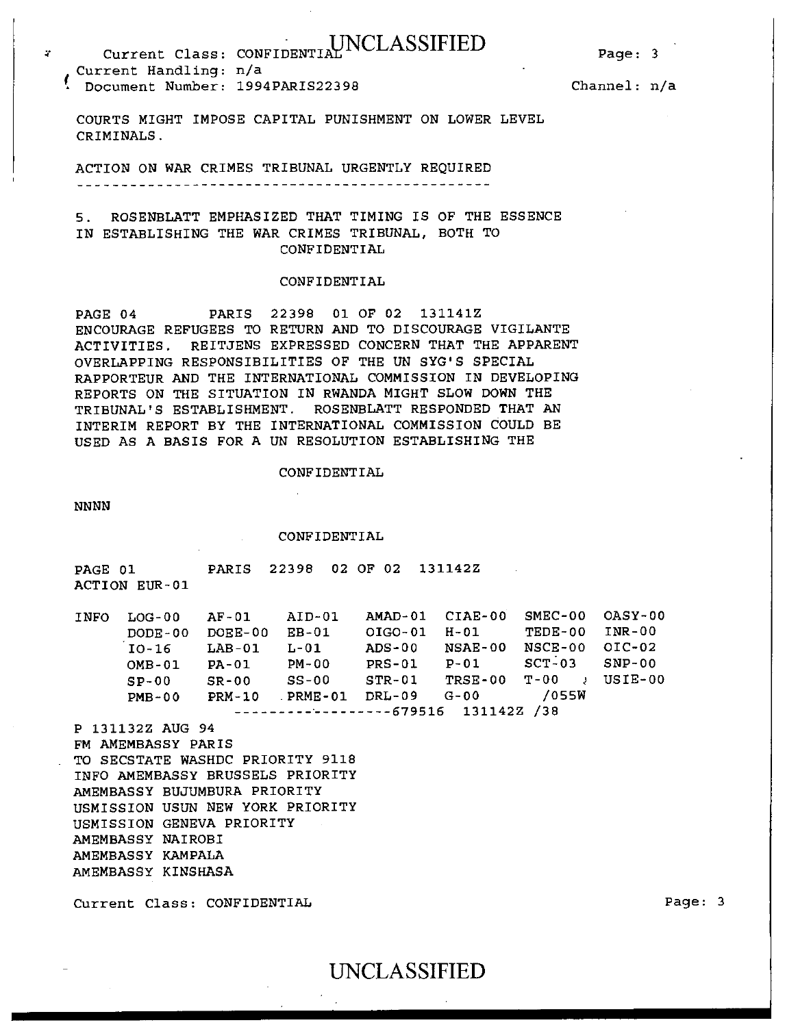COURTS MIGHT IMPOSE CAPITAL PUNISHMENT ON LOWER LEVEL CRIMINALS.

ACTION ON WAR CRIMES TRIBUNAL URGENTLY REQUIRED
---------------------------------------------

5. ROSENBLATT EMPHASIZED THAT TIMING IS OF THE ESSENCE IN ESTABLISHING THE WAR CRIMES TRIBUNAL, BOTH TO

CONFIDENTIAL

CONFIDENTIAL

PAGE 04 PARIS 22398 01 OF 02 131141Z

ENCOURAGE REFUGEES TO RETURN AND TO DISCOURAGE VIGILANTE ACTIVITIES. REITJENS EXPRESSED CONCERN THAT THE APPARENT OVERLAPPING RESPONSIBILITIES OF THE UN SYG'S SPECIAL RAPPORTEUR AND THE INTERNATIONAL COMMISSION IN DEVELOPING REPORTS ON THE SITUATION IN RWANDA MIGHT SLOW DOWN THE TRIBUNAL'S ESTABLISHMENT. ROSENBLATT RESPONDED THAT AN INTERIM REPORT BY THE INTERNATIONAL COMMISSION COULD BE USED AS A BASIS FOR A UN RESOLUTION ESTABLISHING THE

CONFIDENTIAL

NNNN

CONFIDENTIAL

PAGE 01 PARIS 22398 02 OF 02 131142Z

ACTION EUR-01

```
INFO  LOG-00   AF-01    AID-01    AMAD-01  CIAE-00  SMEC-00  OASY-00
      DODE-00  DOEE-00  EB-01     OIGO-01  H-01     TEDE-00  INR-00
      IO-16    LAB-01   L-01      ADS-00   NSAE-00  NSCE-00  OIC-02
      OMB-01   PA-01    PM-00     PRS-01   P-01     SCT-03   SNP-00
      SP-00    SR-00    SS-00     STR-01   TRSE-00  T-00     USIE-00
      PMB-00   PRM-10   PRME-01   DRL-09   G-00     /055W
                   ------------------679516  131142Z /38
```

P 131132Z AUG 94
FM AMEMBASSY PARIS
TO SECSTATE WASHDC PRIORITY 9118
INFO AMEMBASSY BRUSSELS PRIORITY
AMEMBASSY BUJUMBURA PRIORITY
USMISSION USUN NEW YORK PRIORITY
USMISSION GENEVA PRIORITY
AMEMBASSY NAIROBI
AMEMBASSY KAMPALA
AMEMBASSY KINSHASA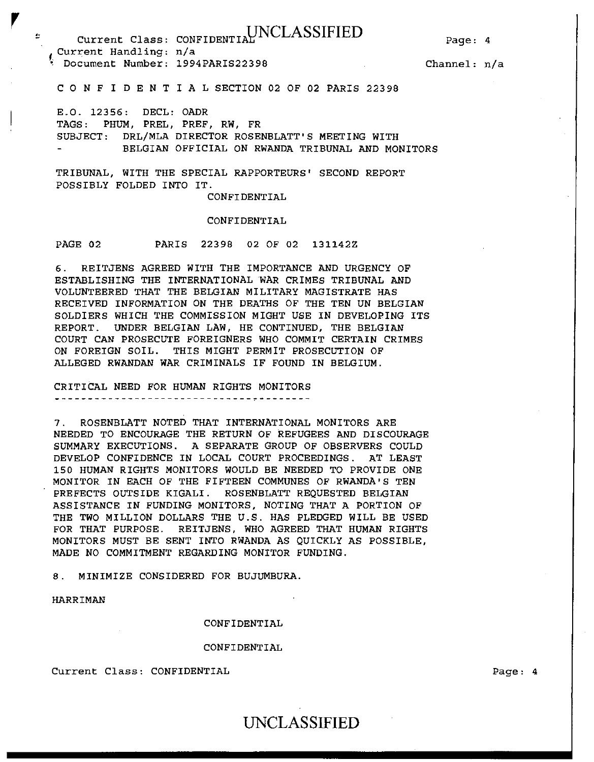C O N F I D E N T I A L SECTION 02 OF 02 PARIS 22398

E.O. 12356: DECL: OADR
TAGS: PHUM, PREL, PREF, RW, FR
SUBJECT: DRL/MLA DIRECTOR ROSENBLATT'S MEETING WITH
- BELGIAN OFFICIAL ON RWANDA TRIBUNAL AND MONITORS

TRIBUNAL, WITH THE SPECIAL RAPPORTEURS' SECOND REPORT POSSIBLY FOLDED INTO IT.

CONFIDENTIAL

CONFIDENTIAL

PAGE 02 PARIS 22398 02 OF 02 131142Z

6. REITJENS AGREED WITH THE IMPORTANCE AND URGENCY OF ESTABLISHING THE INTERNATIONAL WAR CRIMES TRIBUNAL AND VOLUNTEERED THAT THE BELGIAN MILITARY MAGISTRATE HAS RECEIVED INFORMATION ON THE DEATHS OF THE TEN UN BELGIAN SOLDIERS WHICH THE COMMISSION MIGHT USE IN DEVELOPING ITS REPORT. UNDER BELGIAN LAW, HE CONTINUED, THE BELGIAN COURT CAN PROSECUTE FOREIGNERS WHO COMMIT CERTAIN CRIMES ON FOREIGN SOIL. THIS MIGHT PERMIT PROSECUTION OF ALLEGED RWANDAN WAR CRIMINALS IF FOUND IN BELGIUM.

CRITICAL NEED FOR HUMAN RIGHTS MONITORS
--------------------------------------

7. ROSENBLATT NOTED THAT INTERNATIONAL MONITORS ARE NEEDED TO ENCOURAGE THE RETURN OF REFUGEES AND DISCOURAGE SUMMARY EXECUTIONS. A SEPARATE GROUP OF OBSERVERS COULD DEVELOP CONFIDENCE IN LOCAL COURT PROCEEDINGS. AT LEAST 150 HUMAN RIGHTS MONITORS WOULD BE NEEDED TO PROVIDE ONE MONITOR IN EACH OF THE FIFTEEN COMMUNES OF RWANDA'S TEN PREFECTS OUTSIDE KIGALI. ROSENBLATT REQUESTED BELGIAN ASSISTANCE IN FUNDING MONITORS, NOTING THAT A PORTION OF THE TWO MILLION DOLLARS THE U.S. HAS PLEDGED WILL BE USED FOR THAT PURPOSE. REITJENS, WHO AGREED THAT HUMAN RIGHTS MONITORS MUST BE SENT INTO RWANDA AS QUICKLY AS POSSIBLE, MADE NO COMMITMENT REGARDING MONITOR FUNDING.

8. MINIMIZE CONSIDERED FOR BUJUMBURA.

HARRIMAN

CONFIDENTIAL

CONFIDENTIAL